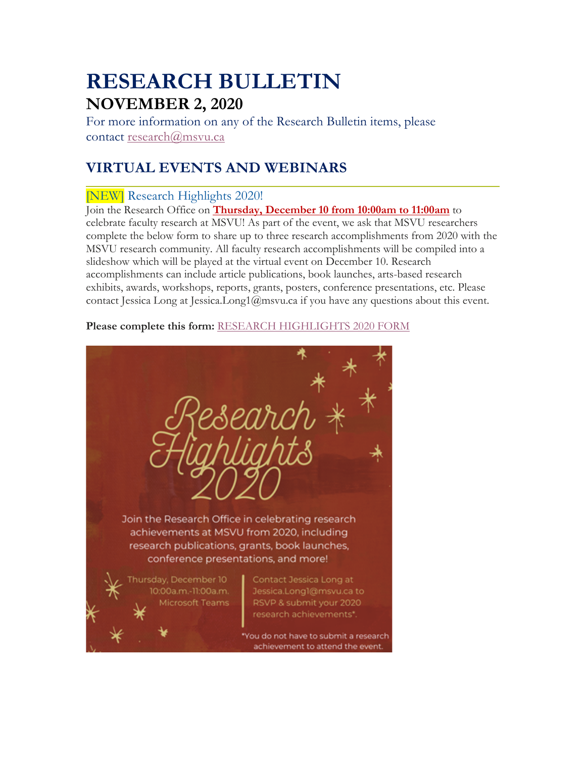# RESEARCH BULLETIN

## NOVEMBER 2, 2020

For more information on any of the Research Bulletin items, please contact research@msvu.ca

## VIRTUAL EVENTS AND WEBINARS

### [NEW] Research Highlights 2020!

Join the Research Office on **Thursday, December 10 from 10:00am to 11:00am** to celebrate faculty research at MSVU! As part of the event, we ask that MSVU researchers complete the below form to share up to three research accomplishments from 2020 with the MSVU research community. All faculty research accomplishments will be compiled into a slideshow which will be played at the virtual event on December 10. Research accomplishments can include article publications, book launches, arts-based research exhibits, awards, workshops, reports, grants, posters, conference presentations, etc. Please contact Jessica Long at Jessica.Long1@msvu.ca if you have any questions about this event.

**Please complete this form:** RESEARCH HIGHLIGHTS 2020 FORM

Research Highlights 2020

Join the Research Office in celebrating research achievements at MSVU from 2020, including research publications, grants, book launches, conference presentations, and more!

Thursday, December 10
10:00a.m.-11:00a.m.
Microsoft Teams

Contact Jessica Long at Jessica.Long1@msvu.ca to RSVP & submit your 2020 research achievements*.

*You do not have to submit a research achievement to attend the event.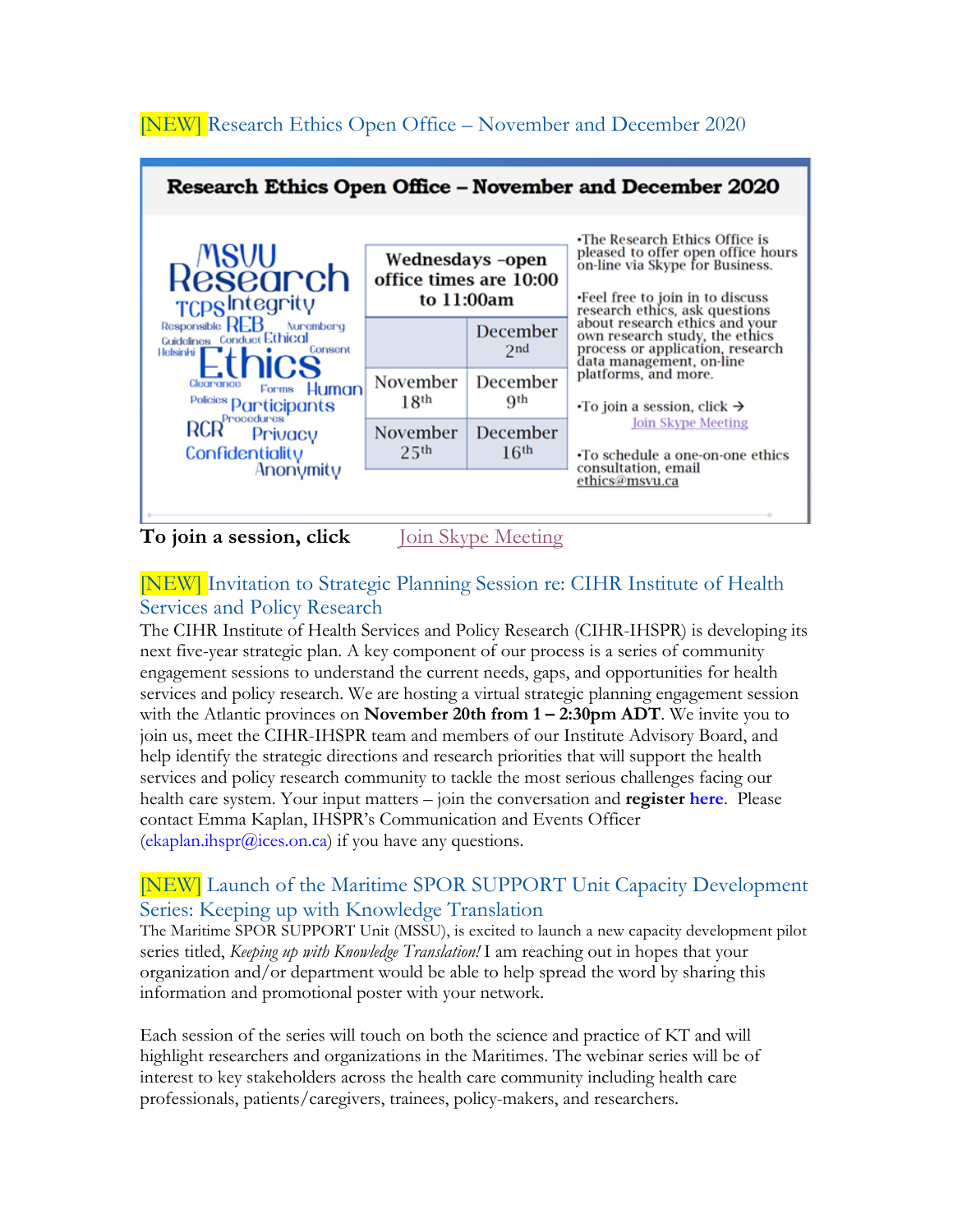## [NEW] Research Ethics Open Office – November and December 2020

**Research Ethics Open Office – November and December 2020**

MSVU Research TCPS Integrity Responsible REB Nuremberg Guidelines Conduct Ethical Consent Helsinki Ethics Clearance Forms Human Policies Participants Procedures RCR Privacy Confidentiality Anonymity

| Wednesdays –open office times are 10:00 to 11:00am | |
|---|---|
| | December 2nd |
| November 18th | December 9th |
| November 25th | December 16th |

•The Research Ethics Office is pleased to offer open office hours on-line via Skype for Business.

•Feel free to join in to discuss research ethics, ask questions about research ethics and your own research study, the ethics process or application, research data management, on-line platforms, and more.

•To join a session, click → Join Skype Meeting

•To schedule a one-on-one ethics consultation, email ethics@msvu.ca

**To join a session, click** Join Skype Meeting

## [NEW] Invitation to Strategic Planning Session re: CIHR Institute of Health Services and Policy Research

The CIHR Institute of Health Services and Policy Research (CIHR-IHSPR) is developing its next five-year strategic plan. A key component of our process is a series of community engagement sessions to understand the current needs, gaps, and opportunities for health services and policy research. We are hosting a virtual strategic planning engagement session with the Atlantic provinces on **November 20th from 1 – 2:30pm ADT**. We invite you to join us, meet the CIHR-IHSPR team and members of our Institute Advisory Board, and help identify the strategic directions and research priorities that will support the health services and policy research community to tackle the most serious challenges facing our health care system. Your input matters – join the conversation and **register here**. Please contact Emma Kaplan, IHSPR's Communication and Events Officer (ekaplan.ihspr@ices.on.ca) if you have any questions.

## [NEW] Launch of the Maritime SPOR SUPPORT Unit Capacity Development Series: Keeping up with Knowledge Translation

The Maritime SPOR SUPPORT Unit (MSSU), is excited to launch a new capacity development pilot series titled, *Keeping up with Knowledge Translation!* I am reaching out in hopes that your organization and/or department would be able to help spread the word by sharing this information and promotional poster with your network.

Each session of the series will touch on both the science and practice of KT and will highlight researchers and organizations in the Maritimes. The webinar series will be of interest to key stakeholders across the health care community including health care professionals, patients/caregivers, trainees, policy-makers, and researchers.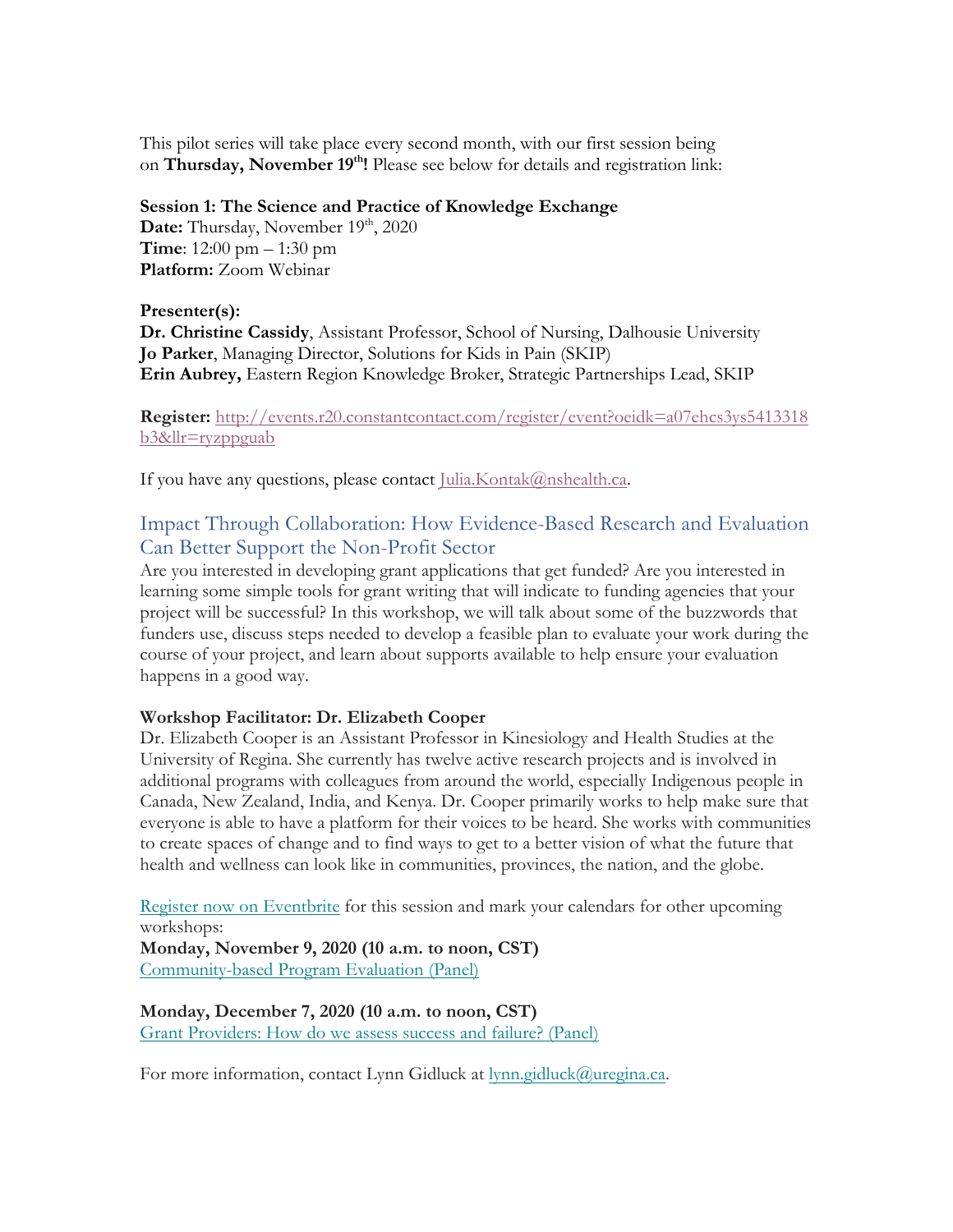This pilot series will take place every second month, with our first session being on **Thursday, November 19th!** Please see below for details and registration link:

**Session 1: The Science and Practice of Knowledge Exchange**
**Date:** Thursday, November 19th, 2020
**Time**: 12:00 pm – 1:30 pm
**Platform:** Zoom Webinar

**Presenter(s):**
**Dr. Christine Cassidy**, Assistant Professor, School of Nursing, Dalhousie University
**Jo Parker**, Managing Director, Solutions for Kids in Pain (SKIP)
**Erin Aubrey,** Eastern Region Knowledge Broker, Strategic Partnerships Lead, SKIP

**Register:** http://events.r20.constantcontact.com/register/event?oeidk=a07ehcs3ys5413318b3&llr=ryzppguab

If you have any questions, please contact Julia.Kontak@nshealth.ca.

## Impact Through Collaboration: How Evidence-Based Research and Evaluation Can Better Support the Non-Profit Sector

Are you interested in developing grant applications that get funded? Are you interested in learning some simple tools for grant writing that will indicate to funding agencies that your project will be successful? In this workshop, we will talk about some of the buzzwords that funders use, discuss steps needed to develop a feasible plan to evaluate your work during the course of your project, and learn about supports available to help ensure your evaluation happens in a good way.

**Workshop Facilitator: Dr. Elizabeth Cooper**
Dr. Elizabeth Cooper is an Assistant Professor in Kinesiology and Health Studies at the University of Regina. She currently has twelve active research projects and is involved in additional programs with colleagues from around the world, especially Indigenous people in Canada, New Zealand, India, and Kenya. Dr. Cooper primarily works to help make sure that everyone is able to have a platform for their voices to be heard. She works with communities to create spaces of change and to find ways to get to a better vision of what the future that health and wellness can look like in communities, provinces, the nation, and the globe.

Register now on Eventbrite for this session and mark your calendars for other upcoming workshops:
**Monday, November 9, 2020 (10 a.m. to noon, CST)**
Community-based Program Evaluation (Panel)

**Monday, December 7, 2020 (10 a.m. to noon, CST)**
Grant Providers: How do we assess success and failure? (Panel)

For more information, contact Lynn Gidluck at lynn.gidluck@uregina.ca.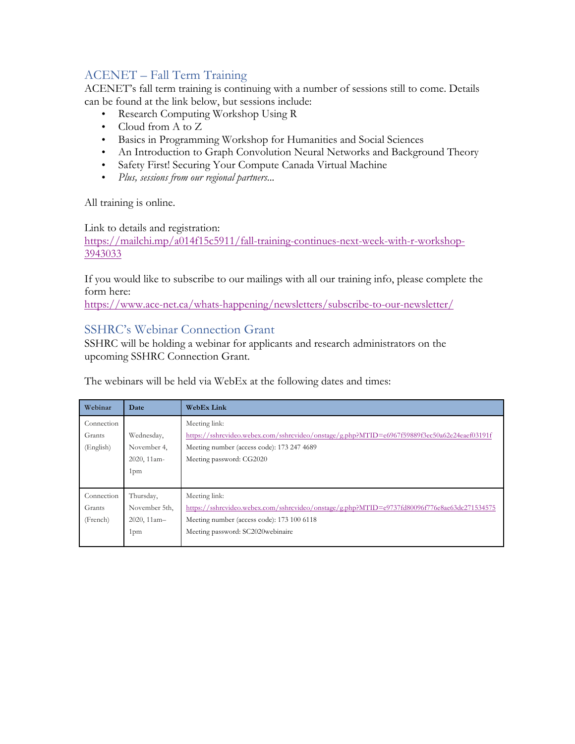## ACENET – Fall Term Training

ACENET's fall term training is continuing with a number of sessions still to come. Details can be found at the link below, but sessions include:

- Research Computing Workshop Using R
- Cloud from A to Z
- Basics in Programming Workshop for Humanities and Social Sciences
- An Introduction to Graph Convolution Neural Networks and Background Theory
- Safety First! Securing Your Compute Canada Virtual Machine
- *Plus, sessions from our regional partners...*

All training is online.

Link to details and registration:
https://mailchi.mp/a014f15c5911/fall-training-continues-next-week-with-r-workshop-3943033

If you would like to subscribe to our mailings with all our training info, please complete the form here:
https://www.ace-net.ca/whats-happening/newsletters/subscribe-to-our-newsletter/

## SSHRC's Webinar Connection Grant

SSHRC will be holding a webinar for applicants and research administrators on the upcoming SSHRC Connection Grant.

The webinars will be held via WebEx at the following dates and times:

| Webinar | Date | WebEx Link |
|---|---|---|
| Connection Grants (English) | Wednesday, November 4, 2020, 11am-1pm | Meeting link: https://sshrcvideo.webex.com/sshrcvideo/onstage/g.php?MTID=e6967f59889f3ec50a62e24eaef03191f<br>Meeting number (access code): 173 247 4689<br>Meeting password: CG2020 |
| Connection Grants (French) | Thursday, November 5th, 2020, 11am–1pm | Meeting link: https://sshrcvideo.webex.com/sshrcvideo/onstage/g.php?MTID=e9737fd80096f776e8ae63dc271534575<br>Meeting number (access code): 173 100 6118<br>Meeting password: SC2020webinaire |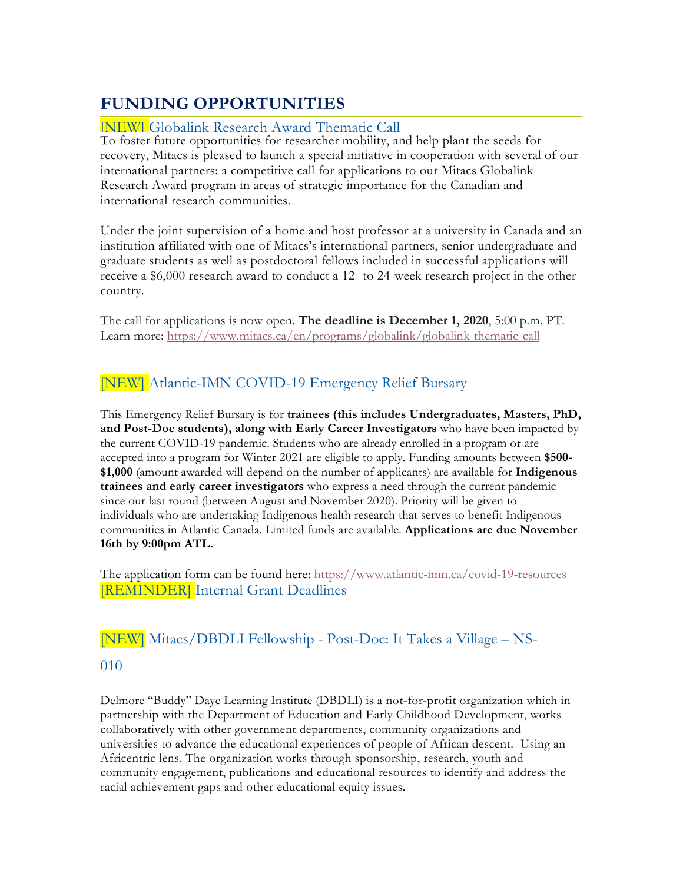# FUNDING OPPORTUNITIES

### [NEW] Globalink Research Award Thematic Call

To foster future opportunities for researcher mobility, and help plant the seeds for recovery, Mitacs is pleased to launch a special initiative in cooperation with several of our international partners: a competitive call for applications to our Mitacs Globalink Research Award program in areas of strategic importance for the Canadian and international research communities.

Under the joint supervision of a home and host professor at a university in Canada and an institution affiliated with one of Mitacs's international partners, senior undergraduate and graduate students as well as postdoctoral fellows included in successful applications will receive a $6,000 research award to conduct a 12- to 24-week research project in the other country.

The call for applications is now open. **The deadline is December 1, 2020**, 5:00 p.m. PT. Learn more: https://www.mitacs.ca/en/programs/globalink/globalink-thematic-call

### [NEW] Atlantic-IMN COVID-19 Emergency Relief Bursary

This Emergency Relief Bursary is for **trainees (this includes Undergraduates, Masters, PhD, and Post-Doc students), along with Early Career Investigators** who have been impacted by the current COVID-19 pandemic. Students who are already enrolled in a program or are accepted into a program for Winter 2021 are eligible to apply. Funding amounts between **$500-$1,000** (amount awarded will depend on the number of applicants) are available for **Indigenous trainees and early career investigators** who express a need through the current pandemic since our last round (between August and November 2020). Priority will be given to individuals who are undertaking Indigenous health research that serves to benefit Indigenous communities in Atlantic Canada. Limited funds are available. **Applications are due November 16th by 9:00pm ATL.**

The application form can be found here: https://www.atlantic-imn.ca/covid-19-resources

### [REMINDER] Internal Grant Deadlines

### [NEW] Mitacs/DBDLI Fellowship - Post-Doc: It Takes a Village – NS-010

Delmore "Buddy" Daye Learning Institute (DBDLI) is a not-for-profit organization which in partnership with the Department of Education and Early Childhood Development, works collaboratively with other government departments, community organizations and universities to advance the educational experiences of people of African descent. Using an Africentric lens. The organization works through sponsorship, research, youth and community engagement, publications and educational resources to identify and address the racial achievement gaps and other educational equity issues.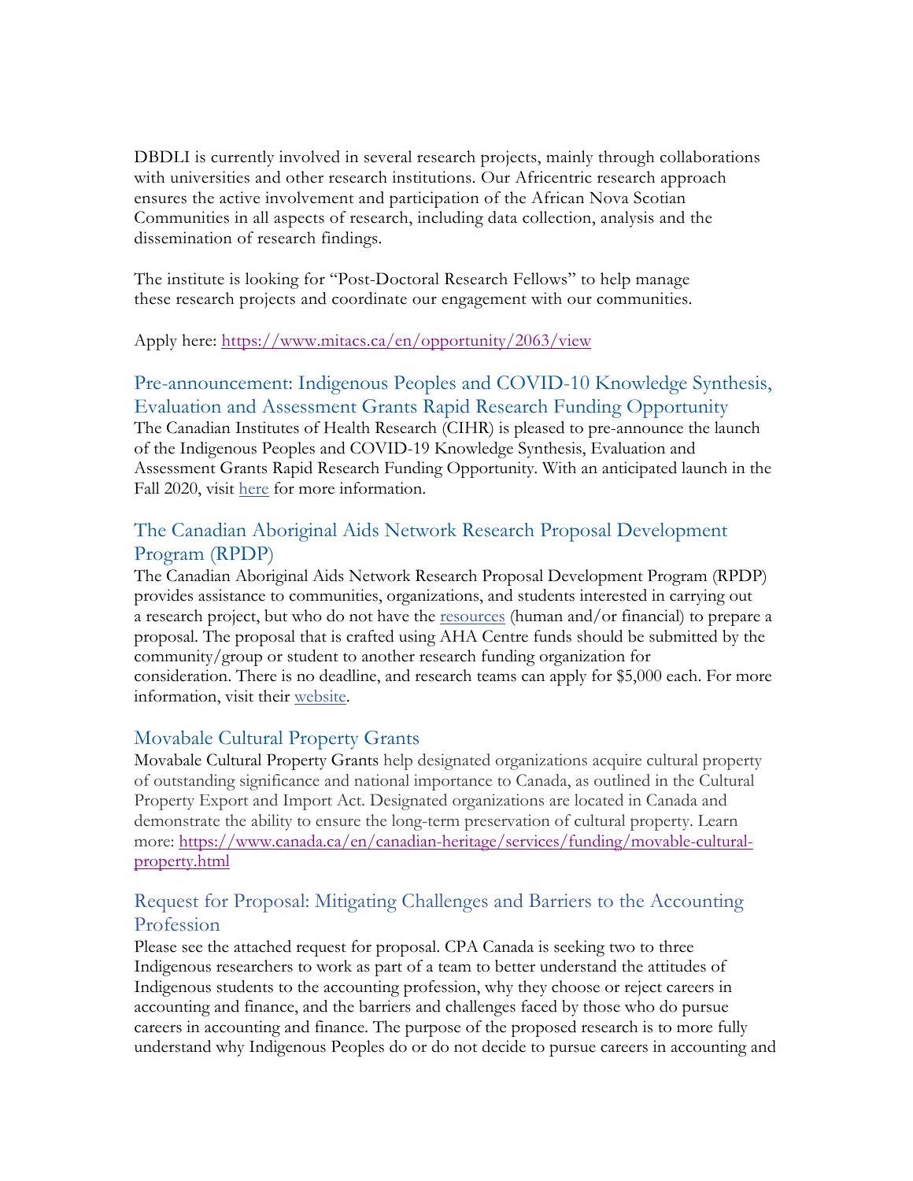DBDLI is currently involved in several research projects, mainly through collaborations with universities and other research institutions. Our Africentric research approach ensures the active involvement and participation of the African Nova Scotian Communities in all aspects of research, including data collection, analysis and the dissemination of research findings.

The institute is looking for "Post-Doctoral Research Fellows" to help manage these research projects and coordinate our engagement with our communities.

Apply here: [https://www.mitacs.ca/en/opportunity/2063/view](https://www.mitacs.ca/en/opportunity/2063/view)

## Pre-announcement: Indigenous Peoples and COVID-10 Knowledge Synthesis, Evaluation and Assessment Grants Rapid Research Funding Opportunity

The Canadian Institutes of Health Research (CIHR) is pleased to pre-announce the launch of the Indigenous Peoples and COVID-19 Knowledge Synthesis, Evaluation and Assessment Grants Rapid Research Funding Opportunity. With an anticipated launch in the Fall 2020, visit here for more information.

## The Canadian Aboriginal Aids Network Research Proposal Development Program (RPDP)

The Canadian Aboriginal Aids Network Research Proposal Development Program (RPDP) provides assistance to communities, organizations, and students interested in carrying out a research project, but who do not have the resources (human and/or financial) to prepare a proposal. The proposal that is crafted using AHA Centre funds should be submitted by the community/group or student to another research funding organization for consideration. There is no deadline, and research teams can apply for $5,000 each. For more information, visit their website.

## Movabale Cultural Property Grants

Movabale Cultural Property Grants help designated organizations acquire cultural property of outstanding significance and national importance to Canada, as outlined in the Cultural Property Export and Import Act. Designated organizations are located in Canada and demonstrate the ability to ensure the long-term preservation of cultural property. Learn more: [https://www.canada.ca/en/canadian-heritage/services/funding/movable-cultural-property.html](https://www.canada.ca/en/canadian-heritage/services/funding/movable-cultural-property.html)

## Request for Proposal: Mitigating Challenges and Barriers to the Accounting Profession

Please see the attached request for proposal. CPA Canada is seeking two to three Indigenous researchers to work as part of a team to better understand the attitudes of Indigenous students to the accounting profession, why they choose or reject careers in accounting and finance, and the barriers and challenges faced by those who do pursue careers in accounting and finance. The purpose of the proposed research is to more fully understand why Indigenous Peoples do or do not decide to pursue careers in accounting and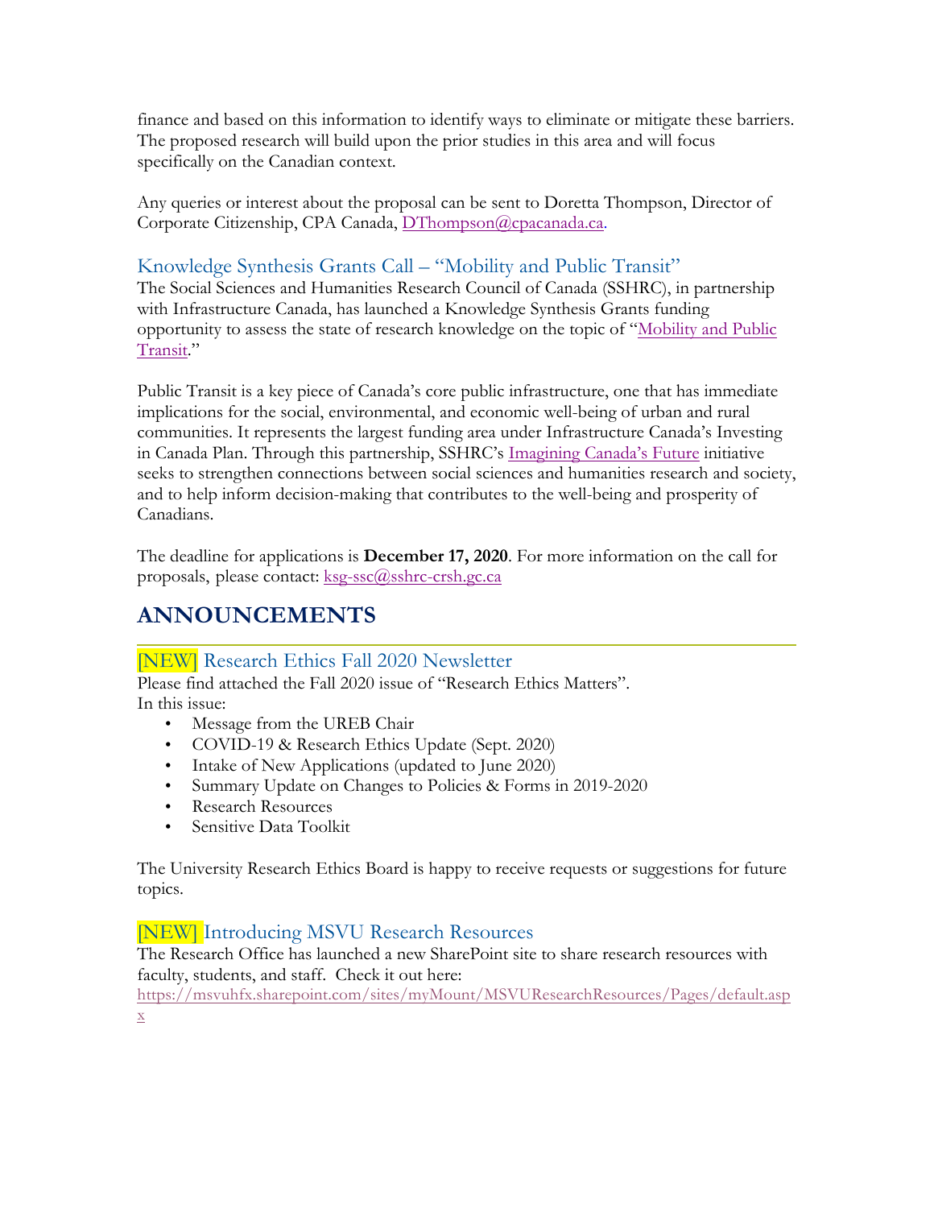finance and based on this information to identify ways to eliminate or mitigate these barriers. The proposed research will build upon the prior studies in this area and will focus specifically on the Canadian context.

Any queries or interest about the proposal can be sent to Doretta Thompson, Director of Corporate Citizenship, CPA Canada, DThompson@cpacanada.ca.

### Knowledge Synthesis Grants Call – "Mobility and Public Transit"

The Social Sciences and Humanities Research Council of Canada (SSHRC), in partnership with Infrastructure Canada, has launched a Knowledge Synthesis Grants funding opportunity to assess the state of research knowledge on the topic of "Mobility and Public Transit."

Public Transit is a key piece of Canada's core public infrastructure, one that has immediate implications for the social, environmental, and economic well-being of urban and rural communities. It represents the largest funding area under Infrastructure Canada's Investing in Canada Plan. Through this partnership, SSHRC's Imagining Canada's Future initiative seeks to strengthen connections between social sciences and humanities research and society, and to help inform decision-making that contributes to the well-being and prosperity of Canadians.

The deadline for applications is **December 17, 2020**. For more information on the call for proposals, please contact: ksg-ssc@sshrc-crsh.gc.ca

## ANNOUNCEMENTS

### [NEW] Research Ethics Fall 2020 Newsletter

Please find attached the Fall 2020 issue of "Research Ethics Matters".
In this issue:

- Message from the UREB Chair
- COVID-19 & Research Ethics Update (Sept. 2020)
- Intake of New Applications (updated to June 2020)
- Summary Update on Changes to Policies & Forms in 2019-2020
- Research Resources
- Sensitive Data Toolkit

The University Research Ethics Board is happy to receive requests or suggestions for future topics.

### [NEW] Introducing MSVU Research Resources

The Research Office has launched a new SharePoint site to share research resources with faculty, students, and staff. Check it out here:
https://msvuhfx.sharepoint.com/sites/myMount/MSVUResearchResources/Pages/default.aspx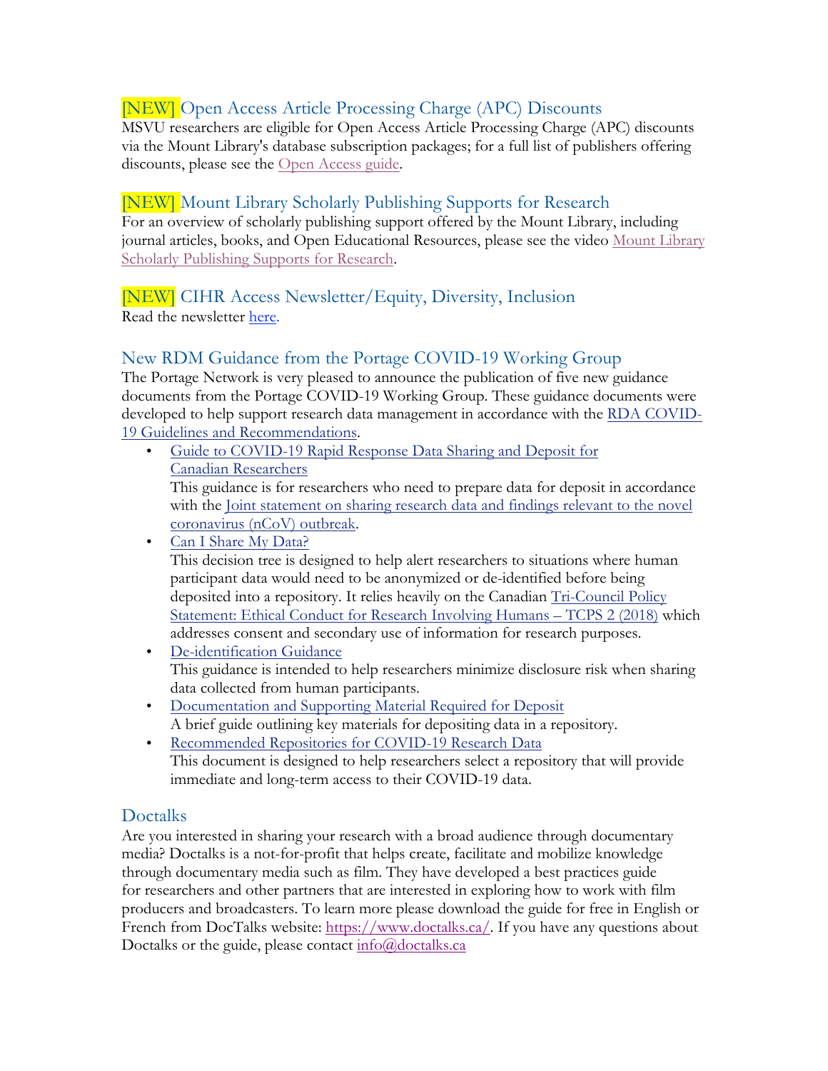### [NEW] Open Access Article Processing Charge (APC) Discounts

MSVU researchers are eligible for Open Access Article Processing Charge (APC) discounts via the Mount Library's database subscription packages; for a full list of publishers offering discounts, please see the Open Access guide.

### [NEW] Mount Library Scholarly Publishing Supports for Research

For an overview of scholarly publishing support offered by the Mount Library, including journal articles, books, and Open Educational Resources, please see the video Mount Library Scholarly Publishing Supports for Research.

### [NEW] CIHR Access Newsletter/Equity, Diversity, Inclusion

Read the newsletter here.

### New RDM Guidance from the Portage COVID-19 Working Group

The Portage Network is very pleased to announce the publication of five new guidance documents from the Portage COVID-19 Working Group. These guidance documents were developed to help support research data management in accordance with the RDA COVID-19 Guidelines and Recommendations.

- Guide to COVID-19 Rapid Response Data Sharing and Deposit for Canadian Researchers
  This guidance is for researchers who need to prepare data for deposit in accordance with the Joint statement on sharing research data and findings relevant to the novel coronavirus (nCoV) outbreak.
- Can I Share My Data?
  This decision tree is designed to help alert researchers to situations where human participant data would need to be anonymized or de-identified before being deposited into a repository. It relies heavily on the Canadian Tri-Council Policy Statement: Ethical Conduct for Research Involving Humans – TCPS 2 (2018) which addresses consent and secondary use of information for research purposes.
- De-identification Guidance
  This guidance is intended to help researchers minimize disclosure risk when sharing data collected from human participants.
- Documentation and Supporting Material Required for Deposit
  A brief guide outlining key materials for depositing data in a repository.
- Recommended Repositories for COVID-19 Research Data
  This document is designed to help researchers select a repository that will provide immediate and long-term access to their COVID-19 data.

### Doctalks

Are you interested in sharing your research with a broad audience through documentary media? Doctalks is a not-for-profit that helps create, facilitate and mobilize knowledge through documentary media such as film. They have developed a best practices guide for researchers and other partners that are interested in exploring how to work with film producers and broadcasters. To learn more please download the guide for free in English or French from DocTalks website: https://www.doctalks.ca/. If you have any questions about Doctalks or the guide, please contact info@doctalks.ca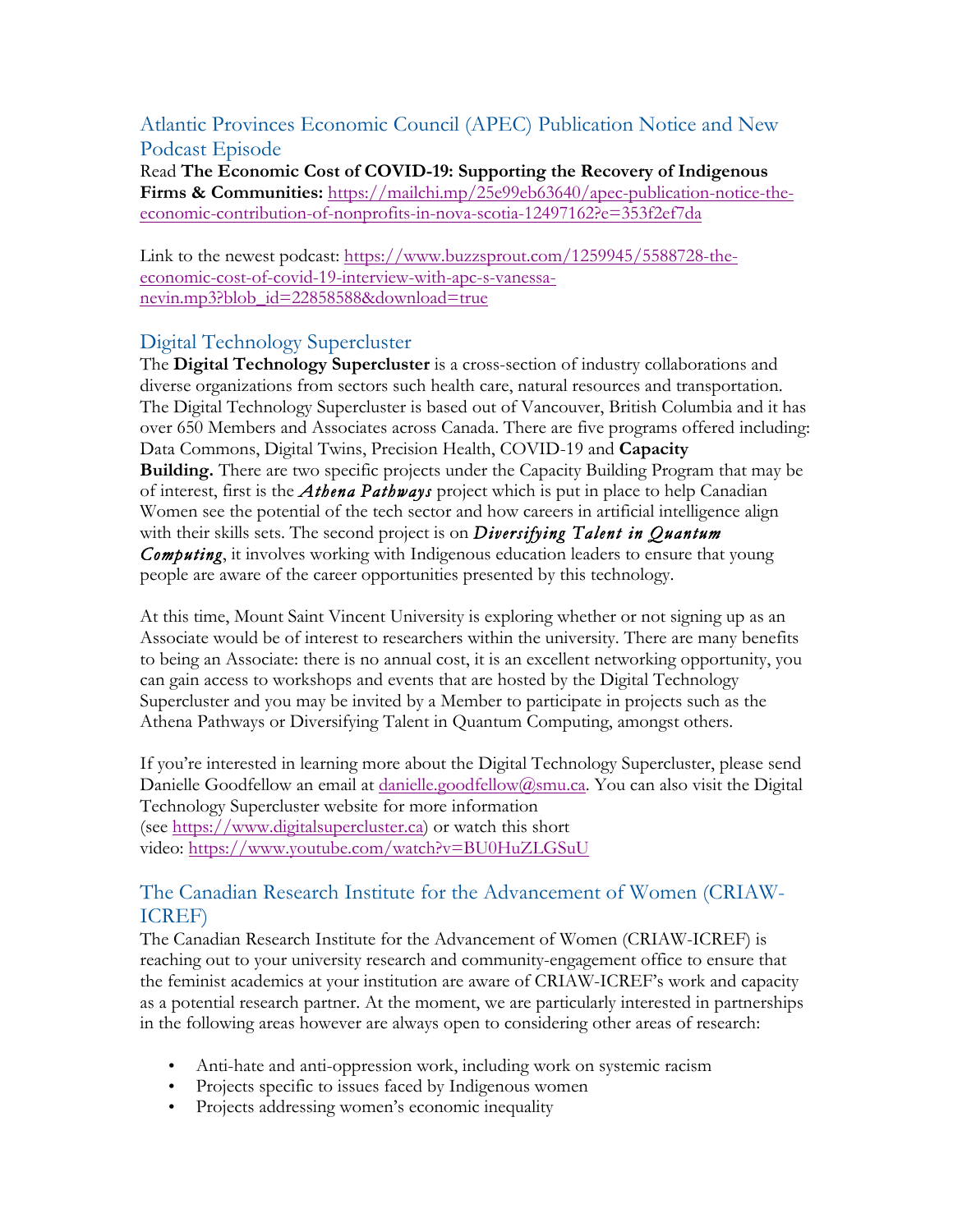## Atlantic Provinces Economic Council (APEC) Publication Notice and New Podcast Episode

Read **The Economic Cost of COVID-19: Supporting the Recovery of Indigenous Firms & Communities:** https://mailchi.mp/25e99eb63640/apec-publication-notice-the-economic-contribution-of-nonprofits-in-nova-scotia-12497162?e=353f2ef7da

Link to the newest podcast: https://www.buzzsprout.com/1259945/5588728-the-economic-cost-of-covid-19-interview-with-apc-s-vanessa-nevin.mp3?blob_id=22858588&download=true

## Digital Technology Supercluster

The **Digital Technology Supercluster** is a cross-section of industry collaborations and diverse organizations from sectors such health care, natural resources and transportation. The Digital Technology Supercluster is based out of Vancouver, British Columbia and it has over 650 Members and Associates across Canada. There are five programs offered including: Data Commons, Digital Twins, Precision Health, COVID-19 and **Capacity Building.** There are two specific projects under the Capacity Building Program that may be of interest, first is the ***Athena Pathways*** project which is put in place to help Canadian Women see the potential of the tech sector and how careers in artificial intelligence align with their skills sets. The second project is on ***Diversifying Talent in Quantum Computing***, it involves working with Indigenous education leaders to ensure that young people are aware of the career opportunities presented by this technology.

At this time, Mount Saint Vincent University is exploring whether or not signing up as an Associate would be of interest to researchers within the university. There are many benefits to being an Associate: there is no annual cost, it is an excellent networking opportunity, you can gain access to workshops and events that are hosted by the Digital Technology Supercluster and you may be invited by a Member to participate in projects such as the Athena Pathways or Diversifying Talent in Quantum Computing, amongst others.

If you're interested in learning more about the Digital Technology Supercluster, please send Danielle Goodfellow an email at danielle.goodfellow@smu.ca. You can also visit the Digital Technology Supercluster website for more information (see https://www.digitalsupercluster.ca) or watch this short video: https://www.youtube.com/watch?v=BU0HuZLGSuU

## The Canadian Research Institute for the Advancement of Women (CRIAW-ICREF)

The Canadian Research Institute for the Advancement of Women (CRIAW-ICREF) is reaching out to your university research and community-engagement office to ensure that the feminist academics at your institution are aware of CRIAW-ICREF's work and capacity as a potential research partner. At the moment, we are particularly interested in partnerships in the following areas however are always open to considering other areas of research:

- Anti-hate and anti-oppression work, including work on systemic racism
- Projects specific to issues faced by Indigenous women
- Projects addressing women's economic inequality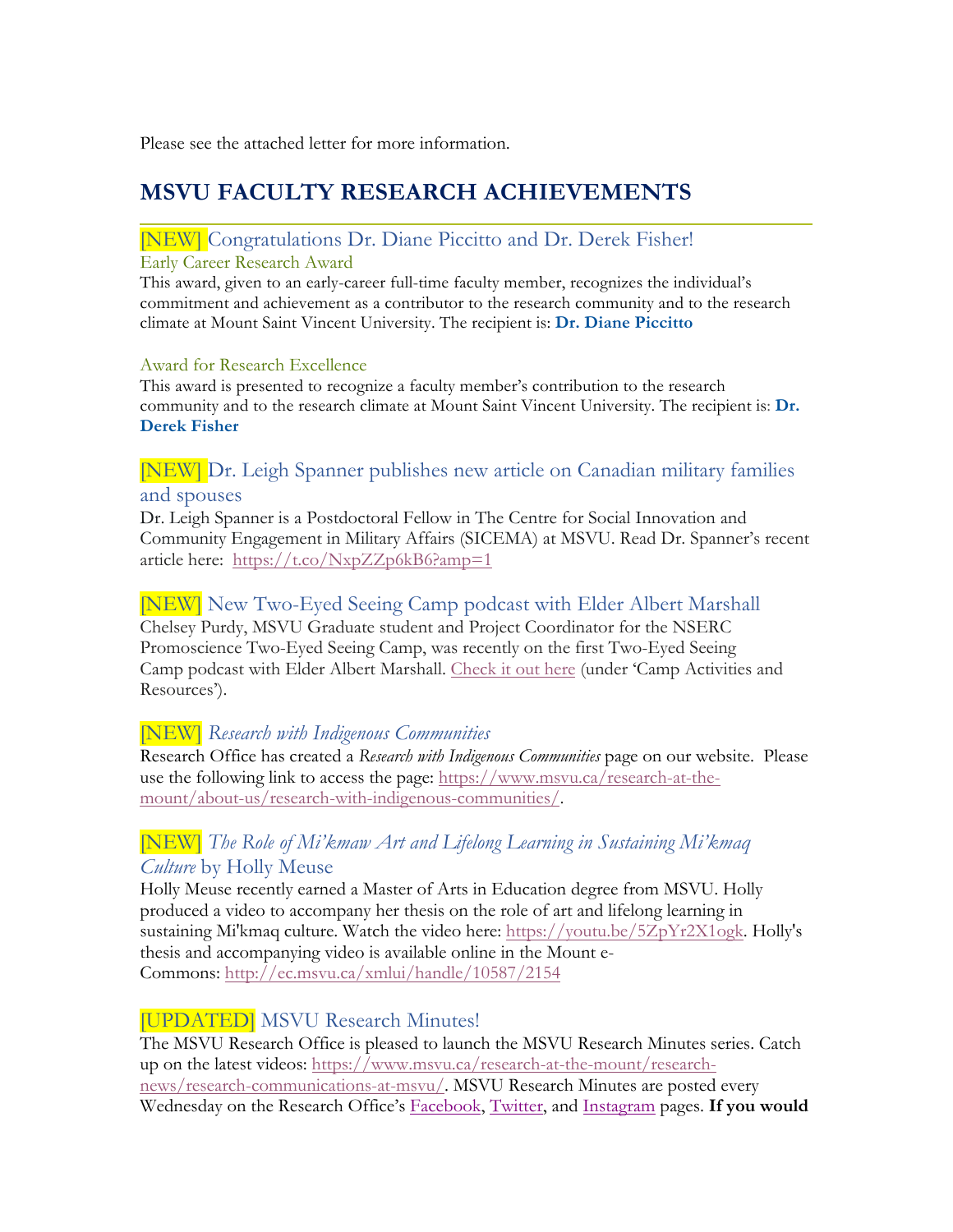Please see the attached letter for more information.

## MSVU FACULTY RESEARCH ACHIEVEMENTS

### [NEW] Congratulations Dr. Diane Piccitto and Dr. Derek Fisher!

Early Career Research Award

This award, given to an early-career full-time faculty member, recognizes the individual's commitment and achievement as a contributor to the research community and to the research climate at Mount Saint Vincent University. The recipient is: **Dr. Diane Piccitto**

Award for Research Excellence

This award is presented to recognize a faculty member's contribution to the research community and to the research climate at Mount Saint Vincent University. The recipient is: **Dr. Derek Fisher**

### [NEW] Dr. Leigh Spanner publishes new article on Canadian military families and spouses

Dr. Leigh Spanner is a Postdoctoral Fellow in The Centre for Social Innovation and Community Engagement in Military Affairs (SICEMA) at MSVU. Read Dr. Spanner's recent article here: https://t.co/NxpZZp6kB6?amp=1

### [NEW] New Two-Eyed Seeing Camp podcast with Elder Albert Marshall

Chelsey Purdy, MSVU Graduate student and Project Coordinator for the NSERC Promoscience Two-Eyed Seeing Camp, was recently on the first Two-Eyed Seeing Camp podcast with Elder Albert Marshall. Check it out here (under 'Camp Activities and Resources').

### [NEW] *Research with Indigenous Communities*

Research Office has created a *Research with Indigenous Communities* page on our website. Please use the following link to access the page: https://www.msvu.ca/research-at-the-mount/about-us/research-with-indigenous-communities/.

### [NEW] *The Role of Mi'kmaw Art and Lifelong Learning in Sustaining Mi'kmaq Culture* by Holly Meuse

Holly Meuse recently earned a Master of Arts in Education degree from MSVU. Holly produced a video to accompany her thesis on the role of art and lifelong learning in sustaining Mi'kmaq culture. Watch the video here: https://youtu.be/5ZpYr2X1ogk. Holly's thesis and accompanying video is available online in the Mount e-Commons: http://ec.msvu.ca/xmlui/handle/10587/2154

### [UPDATED] MSVU Research Minutes!

The MSVU Research Office is pleased to launch the MSVU Research Minutes series. Catch up on the latest videos: https://www.msvu.ca/research-at-the-mount/research-news/research-communications-at-msvu/. MSVU Research Minutes are posted every Wednesday on the Research Office's Facebook, Twitter, and Instagram pages. **If you would**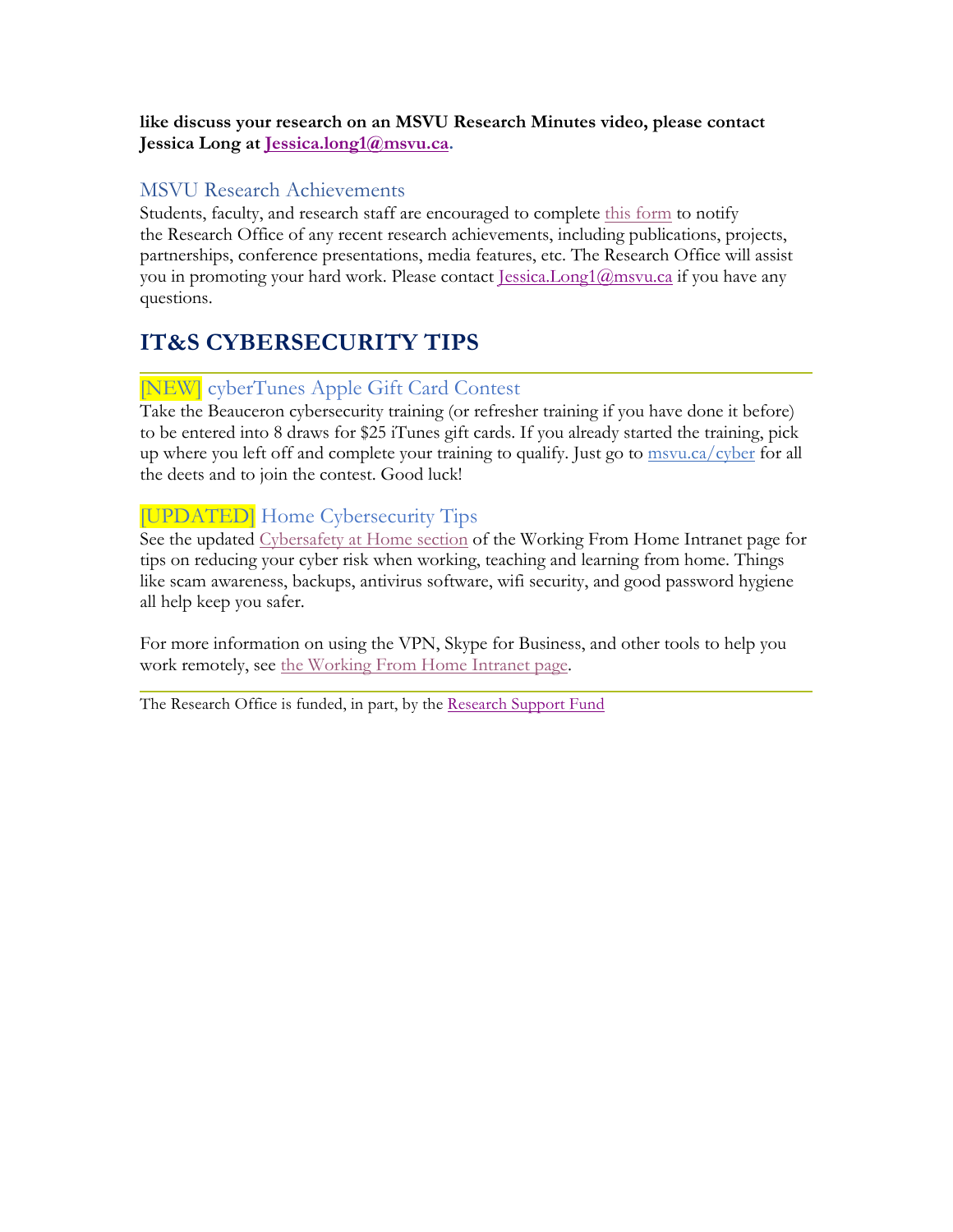**like discuss your research on an MSVU Research Minutes video, please contact Jessica Long at Jessica.long1@msvu.ca.**

### MSVU Research Achievements

Students, faculty, and research staff are encouraged to complete this form to notify the Research Office of any recent research achievements, including publications, projects, partnerships, conference presentations, media features, etc. The Research Office will assist you in promoting your hard work. Please contact Jessica.Long1@msvu.ca if you have any questions.

## IT&S CYBERSECURITY TIPS

### [NEW] cyberTunes Apple Gift Card Contest

Take the Beauceron cybersecurity training (or refresher training if you have done it before) to be entered into 8 draws for $25 iTunes gift cards. If you already started the training, pick up where you left off and complete your training to qualify. Just go to msvu.ca/cyber for all the deets and to join the contest. Good luck!

### [UPDATED] Home Cybersecurity Tips

See the updated Cybersafety at Home section of the Working From Home Intranet page for tips on reducing your cyber risk when working, teaching and learning from home. Things like scam awareness, backups, antivirus software, wifi security, and good password hygiene all help keep you safer.

For more information on using the VPN, Skype for Business, and other tools to help you work remotely, see the Working From Home Intranet page.

The Research Office is funded, in part, by the Research Support Fund